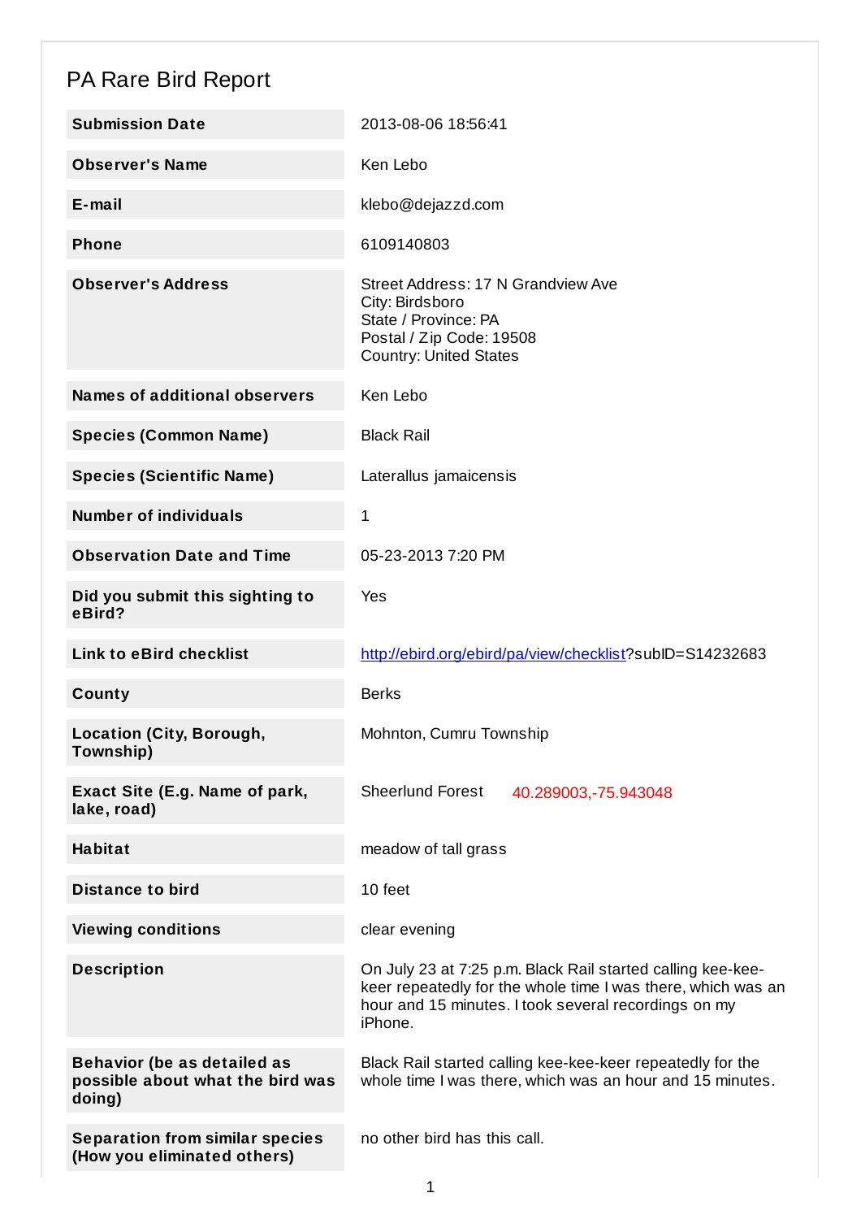# PA Rare Bird Report

| | |
|---|---|
| **Submission Date** | 2013-08-06 18:56:41 |
| **Observer's Name** | Ken Lebo |
| **E-mail** | klebo@dejazzd.com |
| **Phone** | 6109140803 |
| **Observer's Address** | Street Address: 17 N Grandview Ave<br>City: Birdsboro<br>State / Province: PA<br>Postal / Zip Code: 19508<br>Country: United States |
| **Names of additional observers** | Ken Lebo |
| **Species (Common Name)** | Black Rail |
| **Species (Scientific Name)** | Laterallus jamaicensis |
| **Number of individuals** | 1 |
| **Observation Date and Time** | 05-23-2013 7:20 PM |
| **Did you submit this sighting to eBird?** | Yes |
| **Link to eBird checklist** | http://ebird.org/ebird/pa/view/checklist?subID=S14232683 |
| **County** | Berks |
| **Location (City, Borough, Township)** | Mohnton, Cumru Township |
| **Exact Site (E.g. Name of park, lake, road)** | Sheerlund Forest 40.289003,-75.943048 |
| **Habitat** | meadow of tall grass |
| **Distance to bird** | 10 feet |
| **Viewing conditions** | clear evening |
| **Description** | On July 23 at 7:25 p.m. Black Rail started calling kee-kee-keer repeatedly for the whole time I was there, which was an hour and 15 minutes. I took several recordings on my iPhone. |
| **Behavior (be as detailed as possible about what the bird was doing)** | Black Rail started calling kee-kee-keer repeatedly for the whole time I was there, which was an hour and 15 minutes. |
| **Separation from similar species (How you eliminated others)** | no other bird has this call. |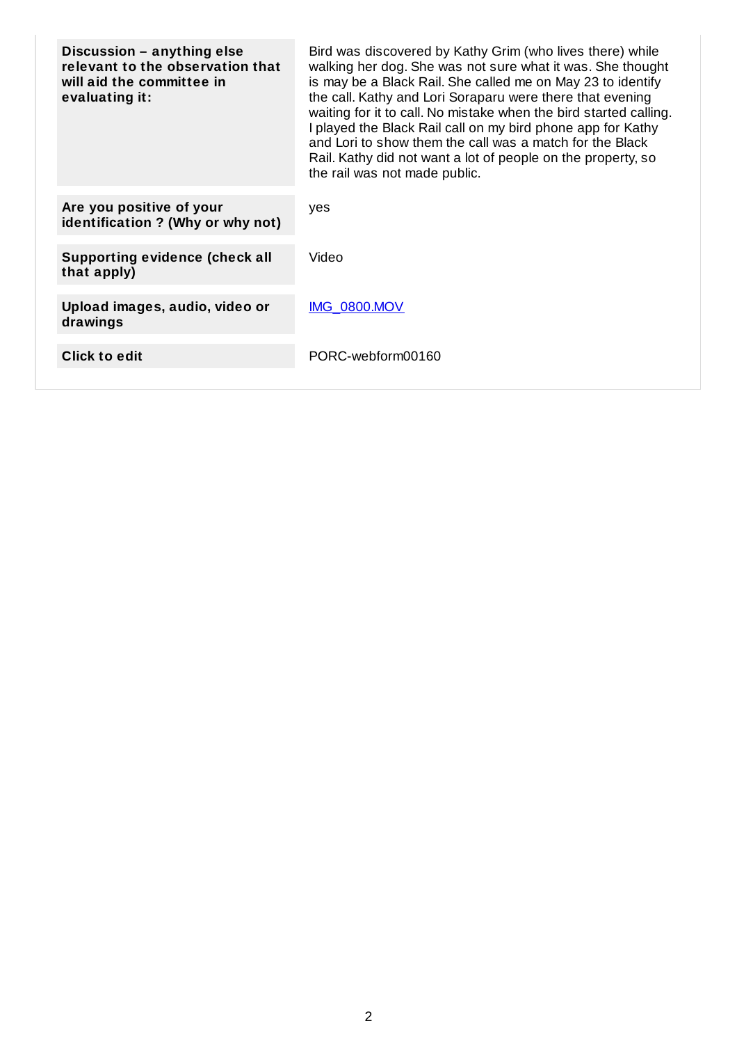| | |
|---|---|
| **Discussion – anything else relevant to the observation that will aid the committee in evaluating it:** | Bird was discovered by Kathy Grim (who lives there) while walking her dog. She was not sure what it was. She thought is may be a Black Rail. She called me on May 23 to identify the call. Kathy and Lori Soraparu were there that evening waiting for it to call. No mistake when the bird started calling. I played the Black Rail call on my bird phone app for Kathy and Lori to show them the call was a match for the Black Rail. Kathy did not want a lot of people on the property, so the rail was not made public. |
| **Are you positive of your identification ? (Why or why not)** | yes |
| **Supporting evidence (check all that apply)** | Video |
| **Upload images, audio, video or drawings** | IMG_0800.MOV |
| **Click to edit** | PORC-webform00160 |